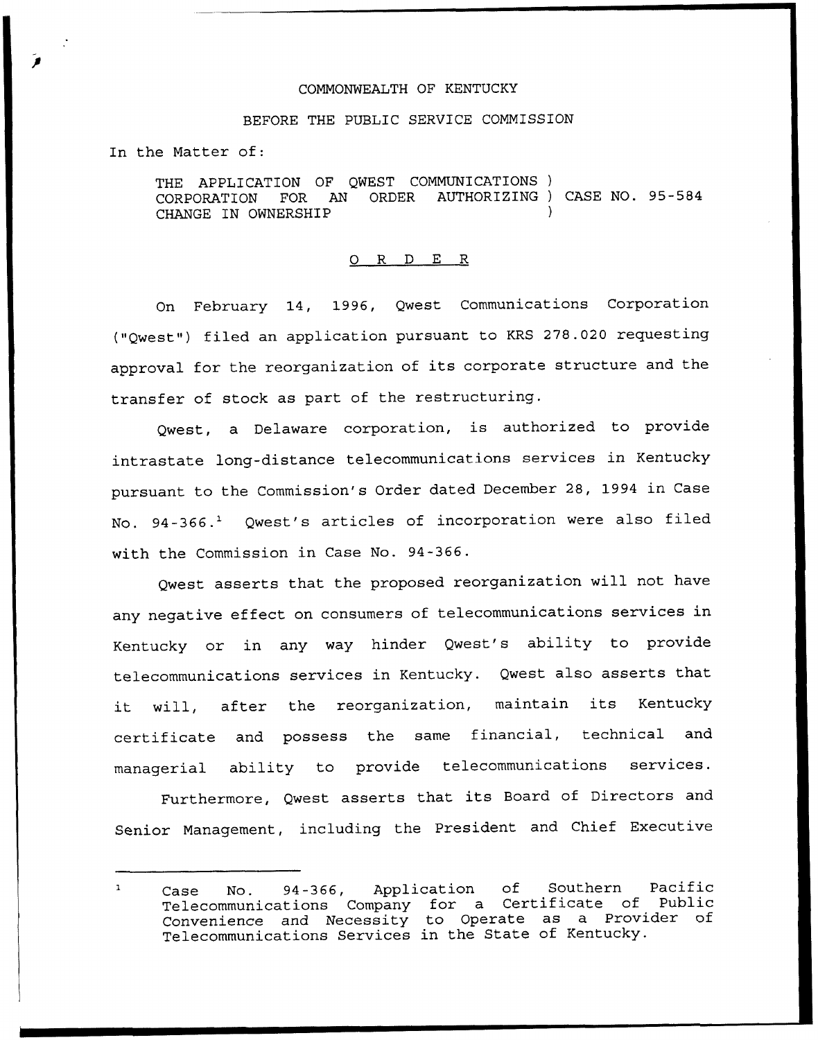COMMONWEALTH OF KENTUCKY

BEFORE THE PUBLIC SERVICE COMMISSION

In the Matter of:

THE APPLICATION OF QWEST COMMUNICATIONS CORPORATION FOR AN ORDER AUTHORIZING CHANGE IN OWNERSHIP ) CASE NO. 95-584

O R D E R

On February 14, 1996, Qwest Communications Corporation ("Qwest") filed an application pursuant to KRS 278.020 requesting approval for the reorganization of its corporate structure and the transfer of stock as part of the restructuring.

Qwest, a Delaware corporation, is authorized to provide intrastate long-distance telecommunications services in Kentucky pursuant to the Commission's Order dated December 28, 1994 in Case No. 94-366.[1] Qwest's articles of incorporation were also filed with the Commission in Case No. 94-366.

Qwest asserts that the proposed reorganization will not have any negative effect on consumers of telecommunications services in Kentucky or in any way hinder Qwest's ability to provide telecommunications services in Kentucky. Qwest also asserts that it will, after the reorganization, maintain its Kentucky certificate and possess the same financial, technical and managerial ability to provide telecommunications services.

Furthermore, Qwest asserts that its Board of Directors and Senior Management, including the President and Chief Executive

---

[1] Case No. 94-366, Application of Southern Pacific Telecommunications Company for a Certificate of Public Convenience and Necessity to Operate as a Provider of Telecommunications Services in the State of Kentucky.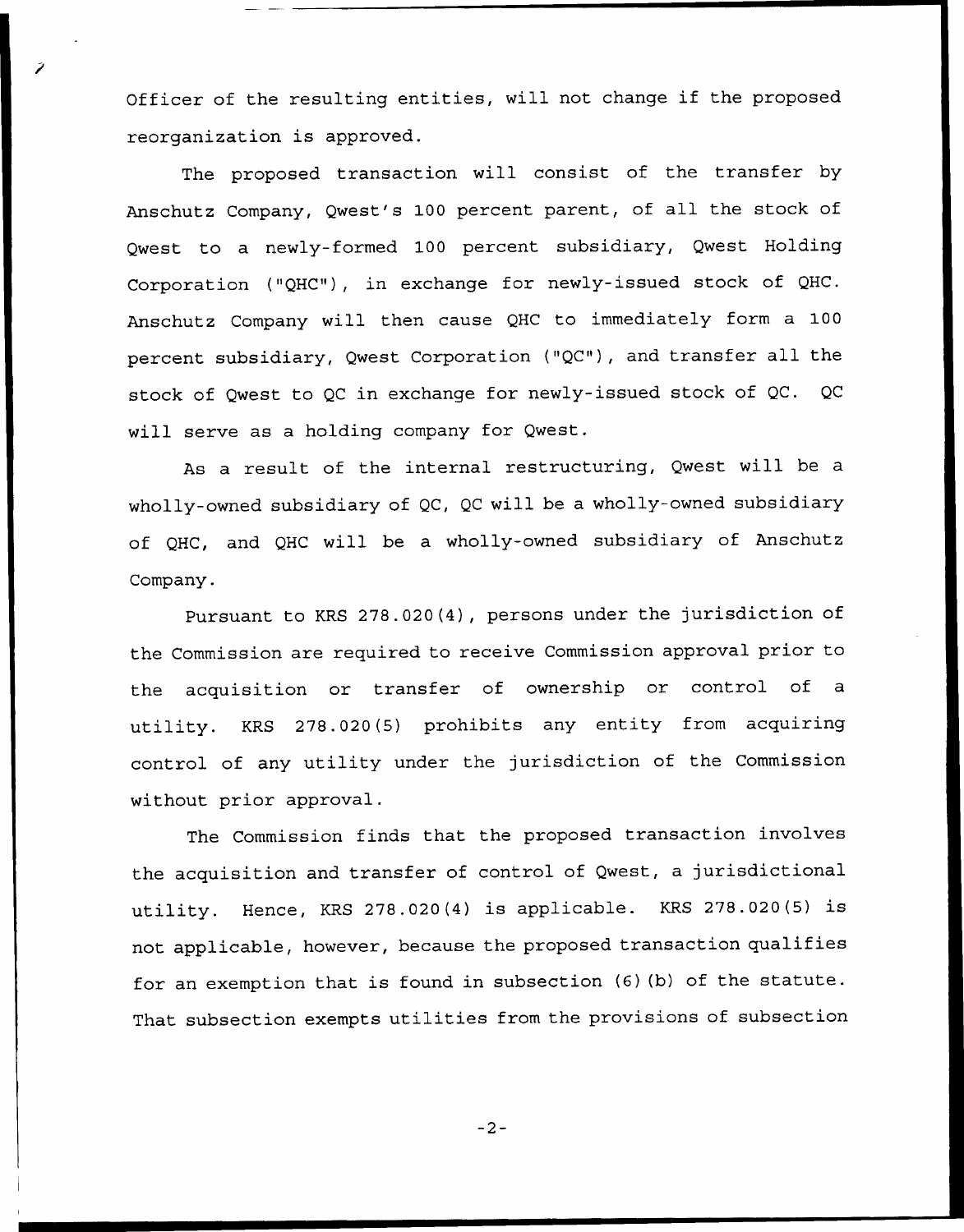Officer of the resulting entities, will not change if the proposed reorganization is approved.

The proposed transaction will consist of the transfer by Anschutz Company, Qwest's 100 percent parent, of all the stock of Qwest to a newly-formed 100 percent subsidiary, Qwest Holding Corporation ("QHC"), in exchange for newly-issued stock of QHC. Anschutz Company will then cause QHC to immediately form a 100 percent subsidiary, Qwest Corporation ("QC"), and transfer all the stock of Qwest to QC in exchange for newly-issued stock of QC. QC will serve as a holding company for Qwest.

As a result of the internal restructuring, Qwest will be a wholly-owned subsidiary of QC, QC will be a wholly-owned subsidiary of QHC, and QHC will be a wholly-owned subsidiary of Anschutz Company.

Pursuant to KRS 278.020(4), persons under the jurisdiction of the Commission are required to receive Commission approval prior to the acquisition or transfer of ownership or control of a utility. KRS 278.020(5) prohibits any entity from acquiring control of any utility under the jurisdiction of the Commission without prior approval.

The Commission finds that the proposed transaction involves the acquisition and transfer of control of Qwest, a jurisdictional utility. Hence, KRS 278.020(4) is applicable. KRS 278.020(5) is not applicable, however, because the proposed transaction qualifies for an exemption that is found in subsection (6)(b) of the statute. That subsection exempts utilities from the provisions of subsection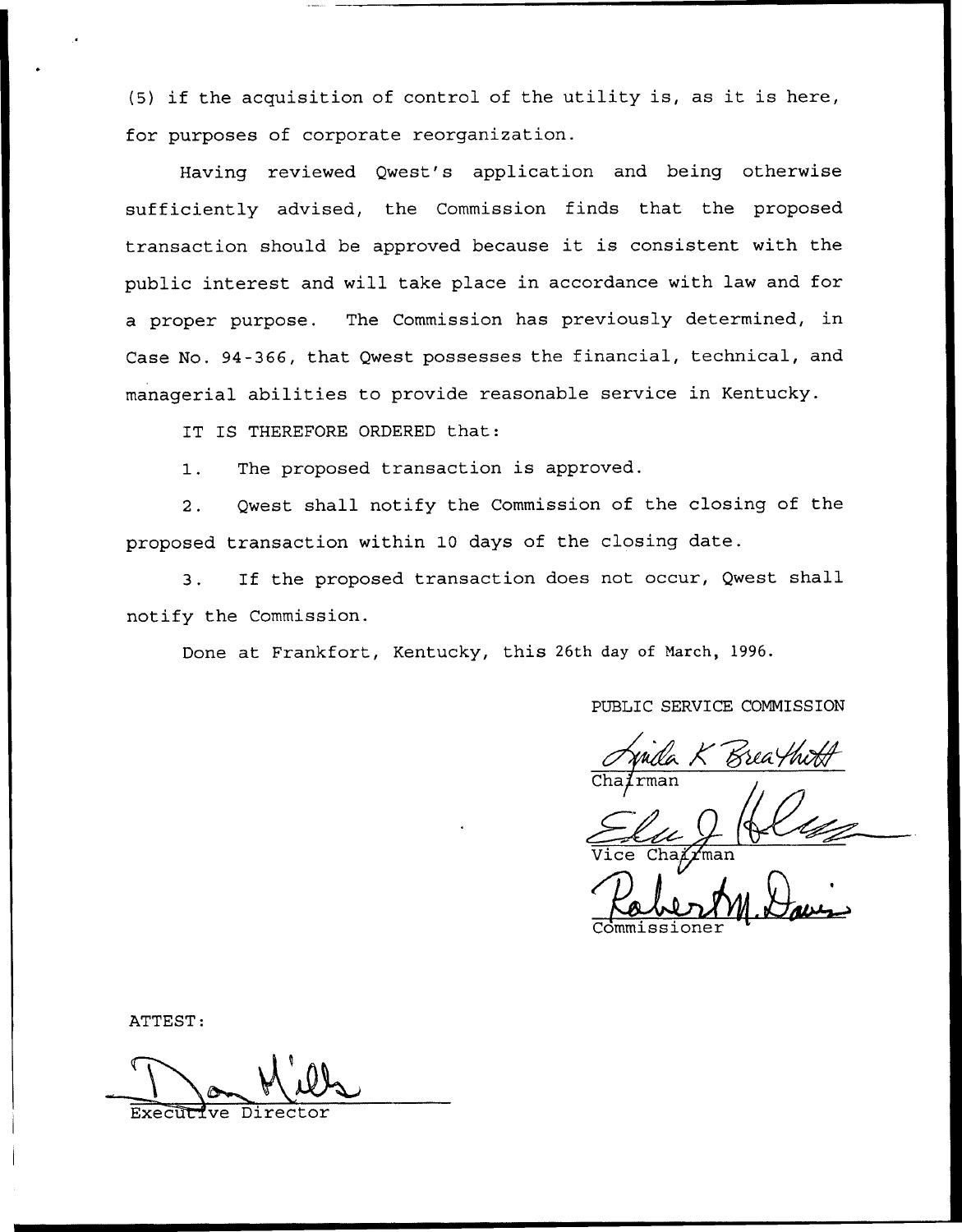(5) if the acquisition of control of the utility is, as it is here, for purposes of corporate reorganization.

Having reviewed Qwest's application and being otherwise sufficiently advised, the Commission finds that the proposed transaction should be approved because it is consistent with the public interest and will take place in accordance with law and for a proper purpose. The Commission has previously determined, in Case No. 94-366, that Qwest possesses the financial, technical, and managerial abilities to provide reasonable service in Kentucky.

IT IS THEREFORE ORDERED that:

1. The proposed transaction is approved.

2. Qwest shall notify the Commission of the closing of the proposed transaction within 10 days of the closing date.

3. If the proposed transaction does not occur, Qwest shall notify the Commission.

Done at Frankfort, Kentucky, this 26th day of March, 1996.

PUBLIC SERVICE COMMISSION

Linda K Breathitt
Chairman

Vice Chairman

Robert M. Davis
Commissioner

ATTEST:

Don Mills
Executive Director